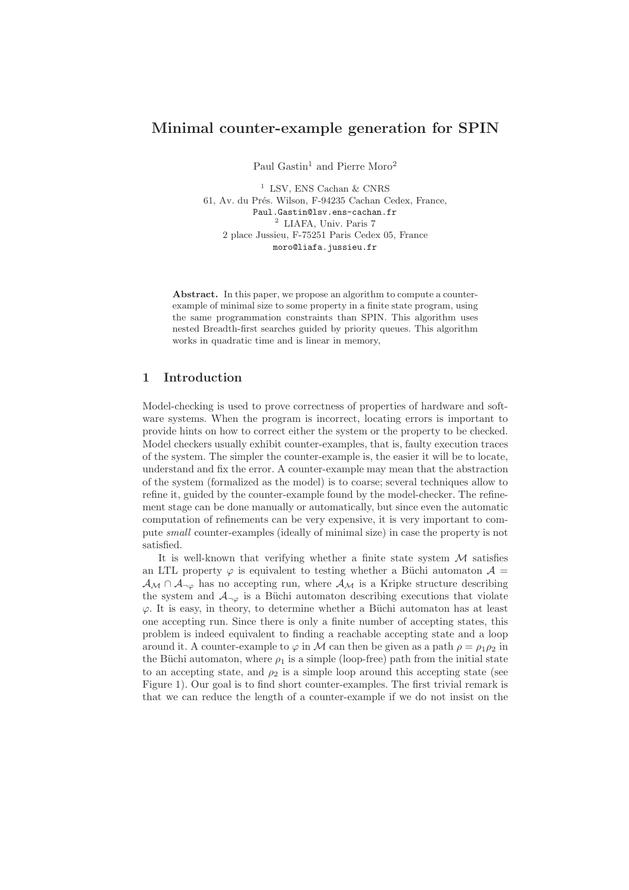# Minimal counter-example generation for SPIN

Paul Gastin[1] and Pierre Moro[2]

[1] LSV, ENS Cachan & CNRS
61, Av. du Prés. Wilson, F-94235 Cachan Cedex, France,
Paul.Gastin@lsv.ens-cachan.fr
[2] LIAFA, Univ. Paris 7
2 place Jussieu, F-75251 Paris Cedex 05, France
moro@liafa.jussieu.fr

**Abstract.** In this paper, we propose an algorithm to compute a counter-example of minimal size to some property in a finite state program, using the same programmation constraints than SPIN. This algorithm uses nested Breadth-first searches guided by priority queues. This algorithm works in quadratic time and is linear in memory,

## 1 Introduction

Model-checking is used to prove correctness of properties of hardware and software systems. When the program is incorrect, locating errors is important to provide hints on how to correct either the system or the property to be checked. Model checkers usually exhibit counter-examples, that is, faulty execution traces of the system. The simpler the counter-example is, the easier it will be to locate, understand and fix the error. A counter-example may mean that the abstraction of the system (formalized as the model) is to coarse; several techniques allow to refine it, guided by the counter-example found by the model-checker. The refinement stage can be done manually or automatically, but since even the automatic computation of refinements can be very expensive, it is very important to compute *small* counter-examples (ideally of minimal size) in case the property is not satisfied.

It is well-known that verifying whether a finite state system $\mathcal{M}$ satisfies an LTL property $\varphi$ is equivalent to testing whether a Büchi automaton $\mathcal{A} = \mathcal{A}_{\mathcal{M}} \cap \mathcal{A}_{\neg\varphi}$ has no accepting run, where $\mathcal{A}_{\mathcal{M}}$ is a Kripke structure describing the system and $\mathcal{A}_{\neg\varphi}$ is a Büchi automaton describing executions that violate $\varphi$. It is easy, in theory, to determine whether a Büchi automaton has at least one accepting run. Since there is only a finite number of accepting states, this problem is indeed equivalent to finding a reachable accepting state and a loop around it. A counter-example to $\varphi$ in $\mathcal{M}$ can then be given as a path $\rho = \rho_1\rho_2$ in the Büchi automaton, where $\rho_1$ is a simple (loop-free) path from the initial state to an accepting state, and $\rho_2$ is a simple loop around this accepting state (see Figure 1). Our goal is to find short counter-examples. The first trivial remark is that we can reduce the length of a counter-example if we do not insist on the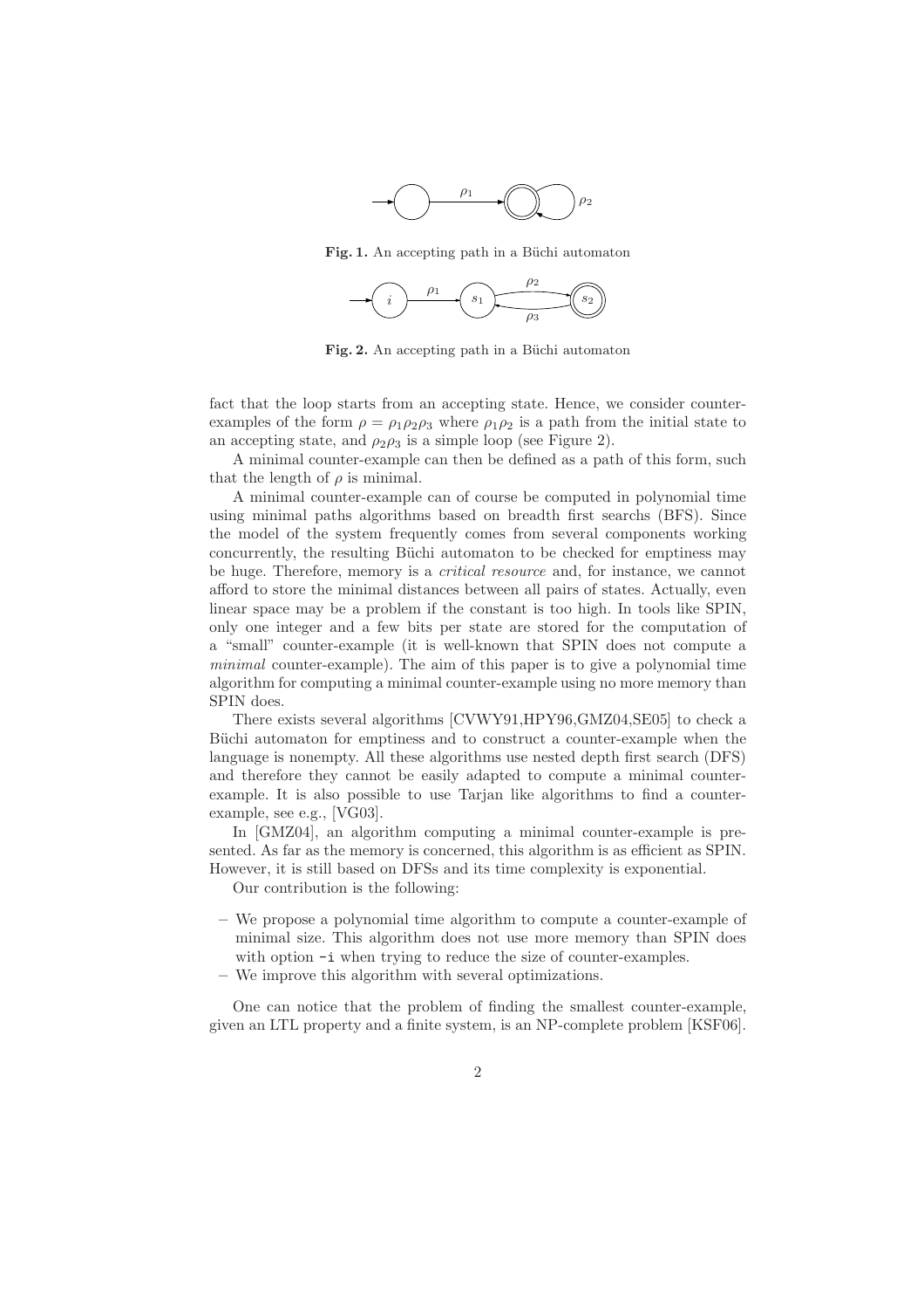Fig. 1. An accepting path in a Büchi automaton

Fig. 2. An accepting path in a Büchi automaton

fact that the loop starts from an accepting state. Hence, we consider counter-examples of the form $\rho = \rho_1\rho_2\rho_3$ where $\rho_1\rho_2$ is a path from the initial state to an accepting state, and $\rho_2\rho_3$ is a simple loop (see Figure 2).

A minimal counter-example can then be defined as a path of this form, such that the length of $\rho$ is minimal.

A minimal counter-example can of course be computed in polynomial time using minimal paths algorithms based on breadth first searchs (BFS). Since the model of the system frequently comes from several components working concurrently, the resulting Büchi automaton to be checked for emptiness may be huge. Therefore, memory is a *critical resource* and, for instance, we cannot afford to store the minimal distances between all pairs of states. Actually, even linear space may be a problem if the constant is too high. In tools like SPIN, only one integer and a few bits per state are stored for the computation of a "small" counter-example (it is well-known that SPIN does not compute a *minimal* counter-example). The aim of this paper is to give a polynomial time algorithm for computing a minimal counter-example using no more memory than SPIN does.

There exists several algorithms [CVWY91,HPY96,GMZ04,SE05] to check a Büchi automaton for emptiness and to construct a counter-example when the language is nonempty. All these algorithms use nested depth first search (DFS) and therefore they cannot be easily adapted to compute a minimal counter-example. It is also possible to use Tarjan like algorithms to find a counter-example, see e.g., [VG03].

In [GMZ04], an algorithm computing a minimal counter-example is presented. As far as the memory is concerned, this algorithm is as efficient as SPIN. However, it is still based on DFSs and its time complexity is exponential.

Our contribution is the following:

- We propose a polynomial time algorithm to compute a counter-example of minimal size. This algorithm does not use more memory than SPIN does with option `-i` when trying to reduce the size of counter-examples.
- We improve this algorithm with several optimizations.

One can notice that the problem of finding the smallest counter-example, given an LTL property and a finite system, is an NP-complete problem [KSF06].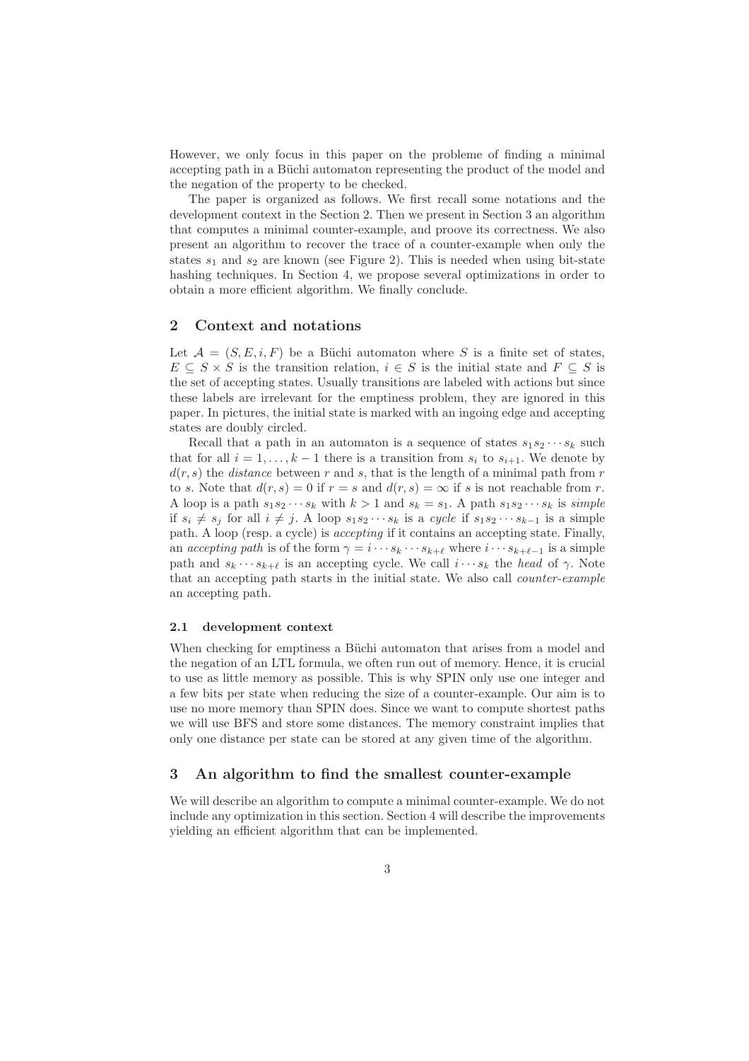However, we only focus in this paper on the probleme of finding a minimal accepting path in a Büchi automaton representing the product of the model and the negation of the property to be checked.

The paper is organized as follows. We first recall some notations and the development context in the Section 2. Then we present in Section 3 an algorithm that computes a minimal counter-example, and proove its correctness. We also present an algorithm to recover the trace of a counter-example when only the states $s_1$ and $s_2$ are known (see Figure 2). This is needed when using bit-state hashing techniques. In Section 4, we propose several optimizations in order to obtain a more efficient algorithm. We finally conclude.

## 2 Context and notations

Let $\mathcal{A} = (S, E, i, F)$ be a Büchi automaton where $S$ is a finite set of states, $E \subseteq S \times S$ is the transition relation, $i \in S$ is the initial state and $F \subseteq S$ is the set of accepting states. Usually transitions are labeled with actions but since these labels are irrelevant for the emptiness problem, they are ignored in this paper. In pictures, the initial state is marked with an ingoing edge and accepting states are doubly circled.

Recall that a path in an automaton is a sequence of states $s_1 s_2 \cdots s_k$ such that for all $i = 1, \ldots, k-1$ there is a transition from $s_i$ to $s_{i+1}$. We denote by $d(r, s)$ the *distance* between $r$ and $s$, that is the length of a minimal path from $r$ to $s$. Note that $d(r, s) = 0$ if $r = s$ and $d(r, s) = \infty$ if $s$ is not reachable from $r$. A loop is a path $s_1 s_2 \cdots s_k$ with $k > 1$ and $s_k = s_1$. A path $s_1 s_2 \cdots s_k$ is *simple* if $s_i \neq s_j$ for all $i \neq j$. A loop $s_1 s_2 \cdots s_k$ is a *cycle* if $s_1 s_2 \cdots s_{k-1}$ is a simple path. A loop (resp. a cycle) is *accepting* if it contains an accepting state. Finally, an *accepting path* is of the form $\gamma = i \cdots s_k \cdots s_{k+\ell}$ where $i \cdots s_{k+\ell-1}$ is a simple path and $s_k \cdots s_{k+\ell}$ is an accepting cycle. We call $i \cdots s_k$ the *head* of $\gamma$. Note that an accepting path starts in the initial state. We also call *counter-example* an accepting path.

### 2.1 development context

When checking for emptiness a Büchi automaton that arises from a model and the negation of an LTL formula, we often run out of memory. Hence, it is crucial to use as little memory as possible. This is why SPIN only use one integer and a few bits per state when reducing the size of a counter-example. Our aim is to use no more memory than SPIN does. Since we want to compute shortest paths we will use BFS and store some distances. The memory constraint implies that only one distance per state can be stored at any given time of the algorithm.

## 3 An algorithm to find the smallest counter-example

We will describe an algorithm to compute a minimal counter-example. We do not include any optimization in this section. Section 4 will describe the improvements yielding an efficient algorithm that can be implemented.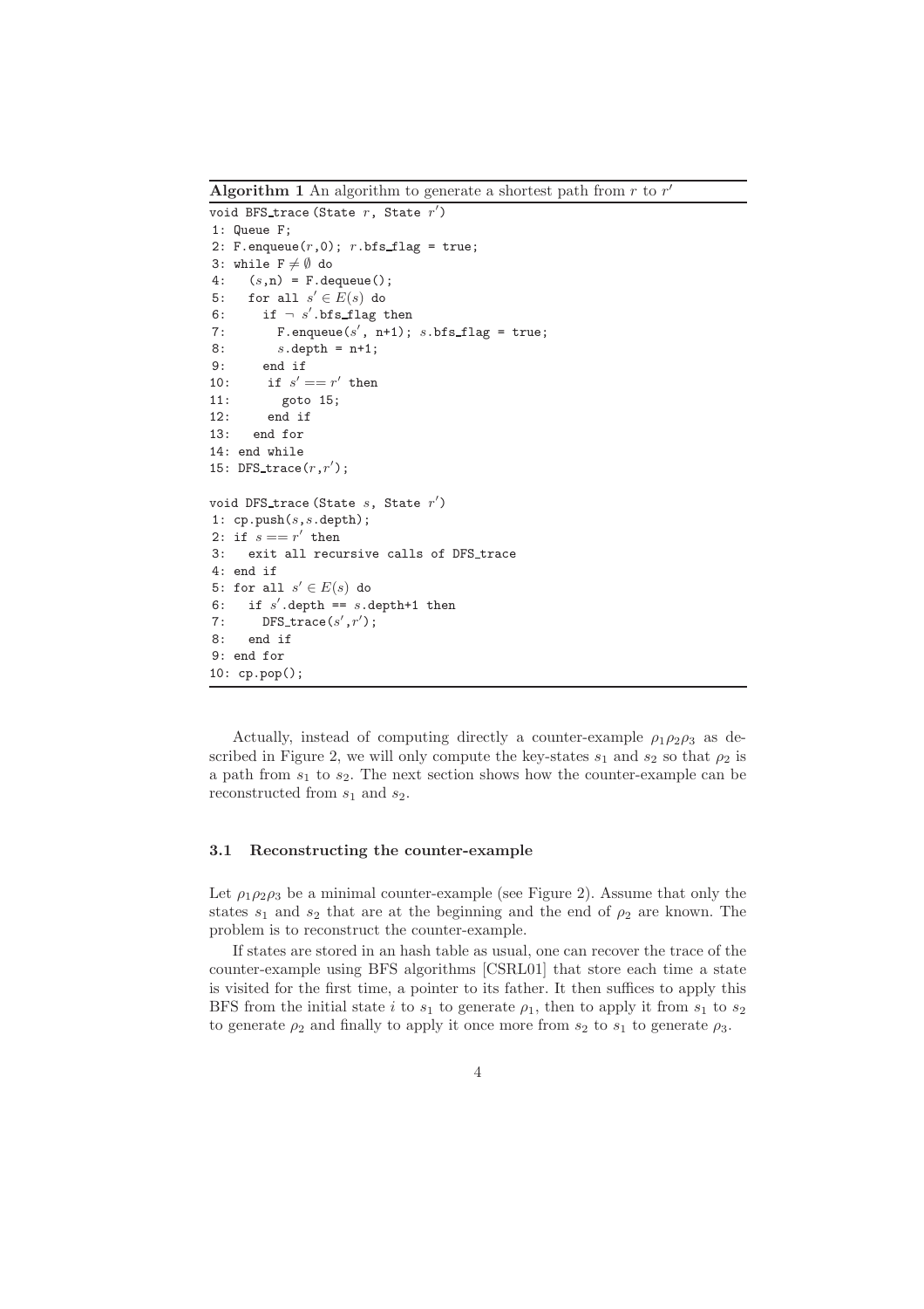**Algorithm 1** An algorithm to generate a shortest path from $r$ to $r'$

```
void BFS_trace (State r, State r')
1: Queue F;
2: F.enqueue(r,0); r.bfs_flag = true;
3: while F ≠ ∅ do
4:   (s,n) = F.dequeue();
5:   for all s' ∈ E(s) do
6:     if ¬ s'.bfs_flag then
7:       F.enqueue(s', n+1); s.bfs_flag = true;
8:       s.depth = n+1;
9:     end if
10:     if s' == r' then
11:       goto 15;
12:     end if
13:   end for
14: end while
15: DFS_trace(r,r');

void DFS_trace (State s, State r')
1: cp.push(s,s.depth);
2: if s == r' then
3:   exit all recursive calls of DFS_trace
4: end if
5: for all s' ∈ E(s) do
6:   if s'.depth == s.depth+1 then
7:     DFS_trace(s',r');
8:   end if
9: end for
10: cp.pop();
```

Actually, instead of computing directly a counter-example $\rho_1\rho_2\rho_3$ as described in Figure 2, we will only compute the key-states $s_1$ and $s_2$ so that $\rho_2$ is a path from $s_1$ to $s_2$. The next section shows how the counter-example can be reconstructed from $s_1$ and $s_2$.

### 3.1 Reconstructing the counter-example

Let $\rho_1\rho_2\rho_3$ be a minimal counter-example (see Figure 2). Assume that only the states $s_1$ and $s_2$ that are at the beginning and the end of $\rho_2$ are known. The problem is to reconstruct the counter-example.

If states are stored in an hash table as usual, one can recover the trace of the counter-example using BFS algorithms [CSRL01] that store each time a state is visited for the first time, a pointer to its father. It then suffices to apply this BFS from the initial state $i$ to $s_1$ to generate $\rho_1$, then to apply it from $s_1$ to $s_2$ to generate $\rho_2$ and finally to apply it once more from $s_2$ to $s_1$ to generate $\rho_3$.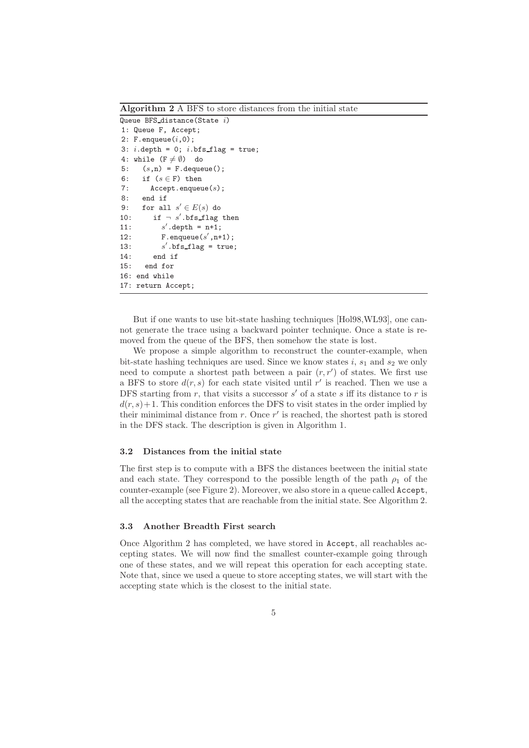**Algorithm 2** A BFS to store distances from the initial state

```
Queue BFS_distance(State i)
1: Queue F, Accept;
2: F.enqueue(i,0);
3: i.depth = 0; i.bfs_flag = true;
4: while (F ≠ ∅)  do
5:   (s,n) = F.dequeue();
6:   if (s ∈ F) then
7:     Accept.enqueue(s);
8:   end if
9:   for all s' ∈ E(s) do
10:     if ¬ s'.bfs_flag then
11:       s'.depth = n+1;
12:       F.enqueue(s',n+1);
13:       s'.bfs_flag = true;
14:     end if
15:   end for
16: end while
17: return Accept;
```

But if one wants to use bit-state hashing techniques [Hol98,WL93], one cannot generate the trace using a backward pointer technique. Once a state is removed from the queue of the BFS, then somehow the state is lost.

We propose a simple algorithm to reconstruct the counter-example, when bit-state hashing techniques are used. Since we know states $i$, $s_1$ and $s_2$ we only need to compute a shortest path between a pair $(r, r')$ of states. We first use a BFS to store $d(r, s)$ for each state visited until $r'$ is reached. Then we use a DFS starting from $r$, that visits a successor $s'$ of a state $s$ iff its distance to $r$ is $d(r, s) + 1$. This condition enforces the DFS to visit states in the order implied by their minimimal distance from $r$. Once $r'$ is reached, the shortest path is stored in the DFS stack. The description is given in Algorithm 1.

### 3.2 Distances from the initial state

The first step is to compute with a BFS the distances beetween the initial state and each state. They correspond to the possible length of the path $\rho_1$ of the counter-example (see Figure 2). Moreover, we also store in a queue called Accept, all the accepting states that are reachable from the initial state. See Algorithm 2.

### 3.3 Another Breadth First search

Once Algorithm 2 has completed, we have stored in Accept, all reachables accepting states. We will now find the smallest counter-example going through one of these states, and we will repeat this operation for each accepting state. Note that, since we used a queue to store accepting states, we will start with the accepting state which is the closest to the initial state.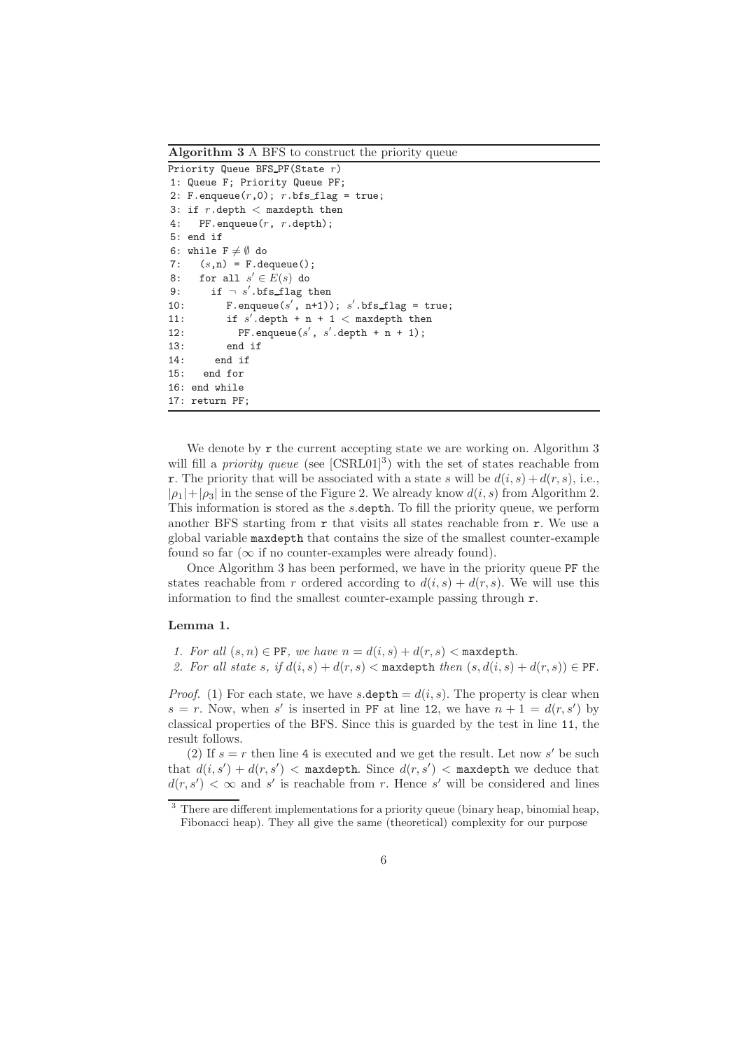**Algorithm 3** A BFS to construct the priority queue

```
Priority Queue BFS_PF(State r)
1: Queue F; Priority Queue PF;
2: F.enqueue(r,0); r.bfs_flag = true;
3: if r.depth < maxdepth then
4:   PF.enqueue(r, r.depth);
5: end if
6: while F ≠ ∅ do
7:   (s,n) = F.dequeue();
8:   for all s' ∈ E(s) do
9:     if ¬ s'.bfs_flag then
10:      F.enqueue(s', n+1)); s'.bfs_flag = true;
11:      if s'.depth + n + 1 < maxdepth then
12:        PF.enqueue(s', s'.depth + n + 1);
13:      end if
14:    end if
15:  end for
16: end while
17: return PF;
```

We denote by r the current accepting state we are working on. Algorithm 3 will fill a *priority queue* (see [CSRL01][3]) with the set of states reachable from r. The priority that will be associated with a state $s$ will be $d(i,s)+d(r,s)$, i.e., $|\rho_1|+|\rho_3|$ in the sense of the Figure 2. We already know $d(i,s)$ from Algorithm 2. This information is stored as the $s$.depth. To fill the priority queue, we perform another BFS starting from r that visits all states reachable from r. We use a global variable maxdepth that contains the size of the smallest counter-example found so far ($\infty$ if no counter-examples were already found).

Once Algorithm 3 has been performed, we have in the priority queue PF the states reachable from $r$ ordered according to $d(i,s)+d(r,s)$. We will use this information to find the smallest counter-example passing through r.

**Lemma 1.**

1. *For all* $(s,n) \in$ PF*, we have* $n = d(i,s) + d(r,s) <$ maxdepth.
2. *For all state* $s$*, if* $d(i,s) + d(r,s) <$ maxdepth *then* $(s, d(i,s) + d(r,s)) \in$ PF.

*Proof.* (1) For each state, we have $s$.depth $= d(i,s)$. The property is clear when $s = r$. Now, when $s'$ is inserted in PF at line 12, we have $n+1 = d(r,s')$ by classical properties of the BFS. Since this is guarded by the test in line 11, the result follows.

(2) If $s = r$ then line 4 is executed and we get the result. Let now $s'$ be such that $d(i,s') + d(r,s') <$ maxdepth. Since $d(r,s') <$ maxdepth we deduce that $d(r,s') < \infty$ and $s'$ is reachable from $r$. Hence $s'$ will be considered and lines

[3] There are different implementations for a priority queue (binary heap, binomial heap, Fibonacci heap). They all give the same (theoretical) complexity for our purpose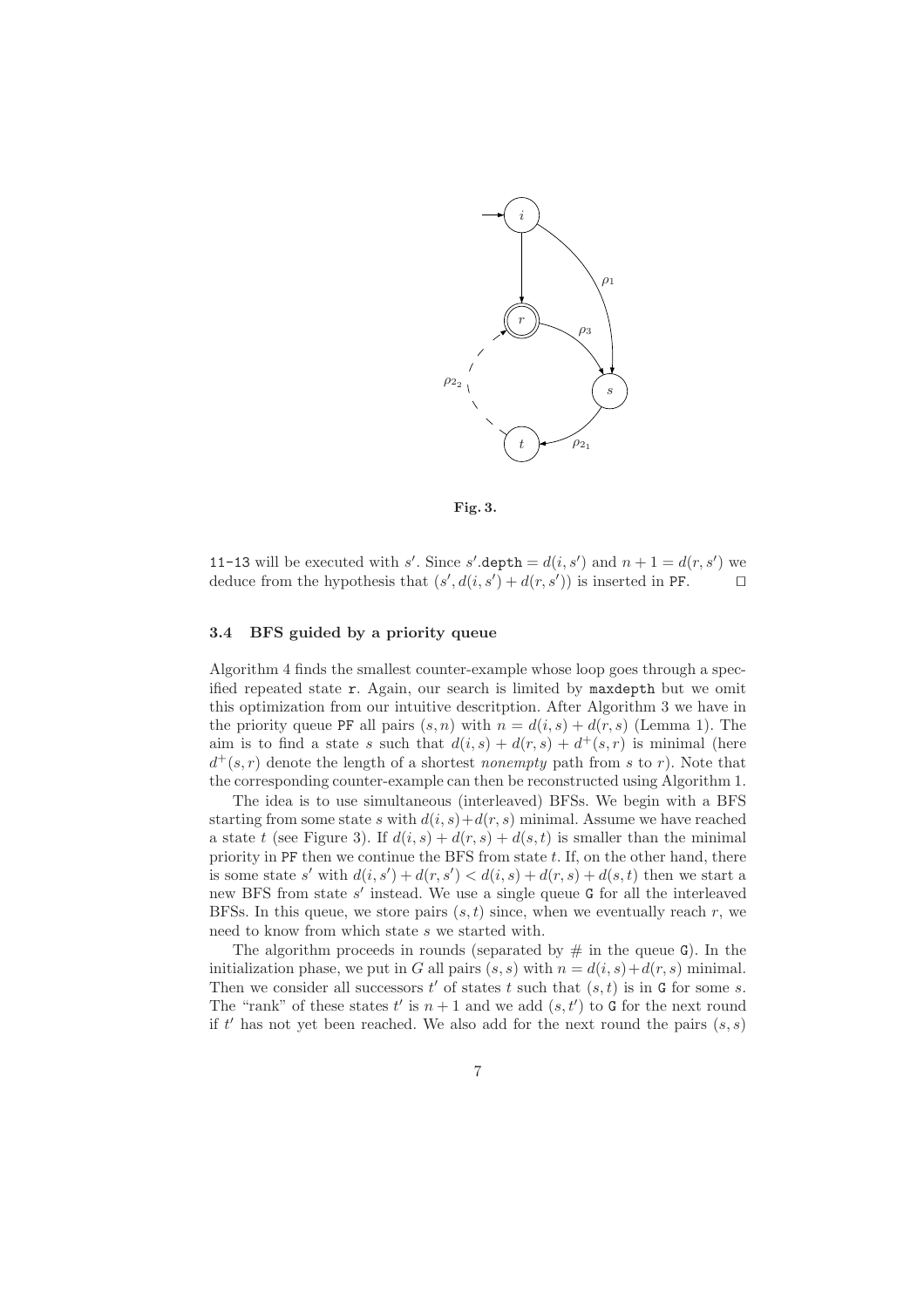Fig. 3.

11-13 will be executed with $s'$. Since $s'$.depth $= d(i, s')$ and $n + 1 = d(r, s')$ we deduce from the hypothesis that $(s', d(i, s') + d(r, s'))$ is inserted in PF. $\square$

### 3.4 BFS guided by a priority queue

Algorithm 4 finds the smallest counter-example whose loop goes through a specified repeated state r. Again, our search is limited by maxdepth but we omit this optimization from our intuitive descritption. After Algorithm 3 we have in the priority queue PF all pairs $(s, n)$ with $n = d(i, s) + d(r, s)$ (Lemma 1). The aim is to find a state $s$ such that $d(i, s) + d(r, s) + d^+(s, r)$ is minimal (here $d^+(s, r)$ denote the length of a shortest *nonempty* path from $s$ to $r$). Note that the corresponding counter-example can then be reconstructed using Algorithm 1.

The idea is to use simultaneous (interleaved) BFSs. We begin with a BFS starting from some state $s$ with $d(i, s)+d(r, s)$ minimal. Assume we have reached a state $t$ (see Figure 3). If $d(i, s) + d(r, s) + d(s, t)$ is smaller than the minimal priority in PF then we continue the BFS from state $t$. If, on the other hand, there is some state $s'$ with $d(i, s') + d(r, s') < d(i, s) + d(r, s) + d(s, t)$ then we start a new BFS from state $s'$ instead. We use a single queue G for all the interleaved BFSs. In this queue, we store pairs $(s, t)$ since, when we eventually reach $r$, we need to know from which state $s$ we started with.

The algorithm proceeds in rounds (separated by # in the queue G). In the initialization phase, we put in $G$ all pairs $(s, s)$ with $n = d(i, s)+d(r, s)$ minimal. Then we consider all successors $t'$ of states $t$ such that $(s, t)$ is in G for some $s$. The "rank" of these states $t'$ is $n + 1$ and we add $(s, t')$ to G for the next round if $t'$ has not yet been reached. We also add for the next round the pairs $(s, s)$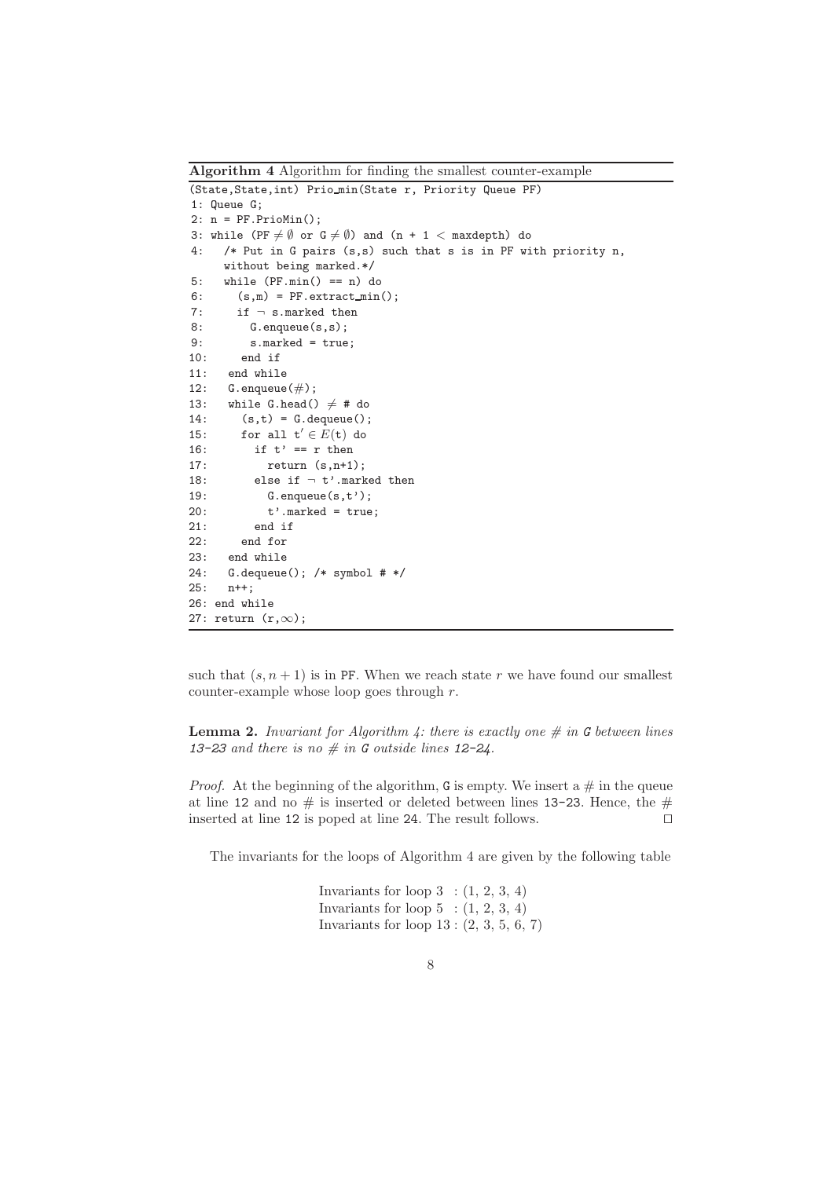**Algorithm 4** Algorithm for finding the smallest counter-example

```
(State,State,int) Prio_min(State r, Priority Queue PF)
1: Queue G;
2: n = PF.PrioMin();
3: while (PF ≠ ∅ or G ≠ ∅) and (n + 1 < maxdepth) do
4:   /* Put in G pairs (s,s) such that s is in PF with priority n,
     without being marked.*/
5:   while (PF.min() == n) do
6:     (s,m) = PF.extract_min();
7:     if ¬ s.marked then
8:       G.enqueue(s,s);
9:       s.marked = true;
10:    end if
11:  end while
12:  G.enqueue(#);
13:  while G.head() ≠ # do
14:    (s,t) = G.dequeue();
15:    for all t' ∈ E(t) do
16:      if t' == r then
17:        return (s,n+1);
18:      else if ¬ t'.marked then
19:        G.enqueue(s,t');
20:        t'.marked = true;
21:      end if
22:    end for
23:  end while
24:  G.dequeue(); /* symbol # */
25:  n++;
26: end while
27: return (r,∞);
```

such that $(s, n+1)$ is in PF. When we reach state $r$ we have found our smallest counter-example whose loop goes through $r$.

**Lemma 2.** *Invariant for Algorithm 4: there is exactly one # in G between lines 13-23 and there is no # in G outside lines 12-24.*

*Proof.* At the beginning of the algorithm, G is empty. We insert a # in the queue at line 12 and no # is inserted or deleted between lines 13-23. Hence, the # inserted at line 12 is poped at line 24. The result follows. □

The invariants for the loops of Algorithm 4 are given by the following table

Invariants for loop 3 : (1, 2, 3, 4)
Invariants for loop 5 : (1, 2, 3, 4)
Invariants for loop 13 : (2, 3, 5, 6, 7)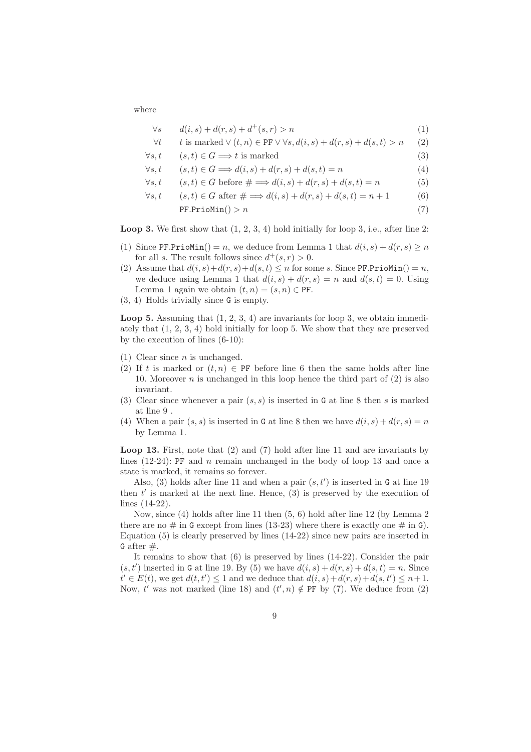where

$$
\begin{array}{lll}
\forall s & d(i,s) + d(r,s) + d^+(s,r) > n & (1) \\
\forall t & t \text{ is marked} \vee (t,n) \in \texttt{PF} \vee \forall s, d(i,s) + d(r,s) + d(s,t) > n & (2) \\
\forall s,t & (s,t) \in G \Longrightarrow t \text{ is marked} & (3) \\
\forall s,t & (s,t) \in G \Longrightarrow d(i,s) + d(r,s) + d(s,t) = n & (4) \\
\forall s,t & (s,t) \in G \text{ before } \# \Longrightarrow d(i,s) + d(r,s) + d(s,t) = n & (5) \\
\forall s,t & (s,t) \in G \text{ after } \# \Longrightarrow d(i,s) + d(r,s) + d(s,t) = n+1 & (6) \\
 & \texttt{PF.PrioMin}() > n & (7)
\end{array}
$$

**Loop 3.** We first show that (1, 2, 3, 4) hold initially for loop 3, i.e., after line 2:

(1) Since $\texttt{PF.PrioMin}() = n$, we deduce from Lemma 1 that $d(i,s) + d(r,s) \geq n$ for all $s$. The result follows since $d^+(s,r) > 0$.

(2) Assume that $d(i,s)+d(r,s)+d(s,t) \leq n$ for some $s$. Since $\texttt{PF.PrioMin}() = n$, we deduce using Lemma 1 that $d(i,s) + d(r,s) = n$ and $d(s,t) = 0$. Using Lemma 1 again we obtain $(t,n) = (s,n) \in \texttt{PF}$.

(3, 4) Holds trivially since G is empty.

**Loop 5.** Assuming that (1, 2, 3, 4) are invariants for loop 3, we obtain immediately that (1, 2, 3, 4) hold initially for loop 5. We show that they are preserved by the execution of lines (6-10):

(1) Clear since $n$ is unchanged.

(2) If $t$ is marked or $(t,n) \in \texttt{PF}$ before line 6 then the same holds after line 10. Moreover $n$ is unchanged in this loop hence the third part of (2) is also invariant.

(3) Clear since whenever a pair $(s,s)$ is inserted in G at line 8 then $s$ is marked at line 9 .

(4) When a pair $(s,s)$ is inserted in G at line 8 then we have $d(i,s) + d(r,s) = n$ by Lemma 1.

**Loop 13.** First, note that (2) and (7) hold after line 11 and are invariants by lines (12-24): PF and $n$ remain unchanged in the body of loop 13 and once a state is marked, it remains so forever.

Also, (3) holds after line 11 and when a pair $(s,t')$ is inserted in G at line 19 then $t'$ is marked at the next line. Hence, (3) is preserved by the execution of lines (14-22).

Now, since (4) holds after line 11 then (5, 6) hold after line 12 (by Lemma 2 there are no # in G except from lines (13-23) where there is exactly one # in G). Equation (5) is clearly preserved by lines (14-22) since new pairs are inserted in G after #.

It remains to show that (6) is preserved by lines (14-22). Consider the pair $(s,t')$ inserted in G at line 19. By (5) we have $d(i,s) + d(r,s) + d(s,t) = n$. Since $t' \in E(t)$, we get $d(t,t') \leq 1$ and we deduce that $d(i,s)+d(r,s)+d(s,t') \leq n+1$. Now, $t'$ was not marked (line 18) and $(t',n) \notin \texttt{PF}$ by (7). We deduce from (2)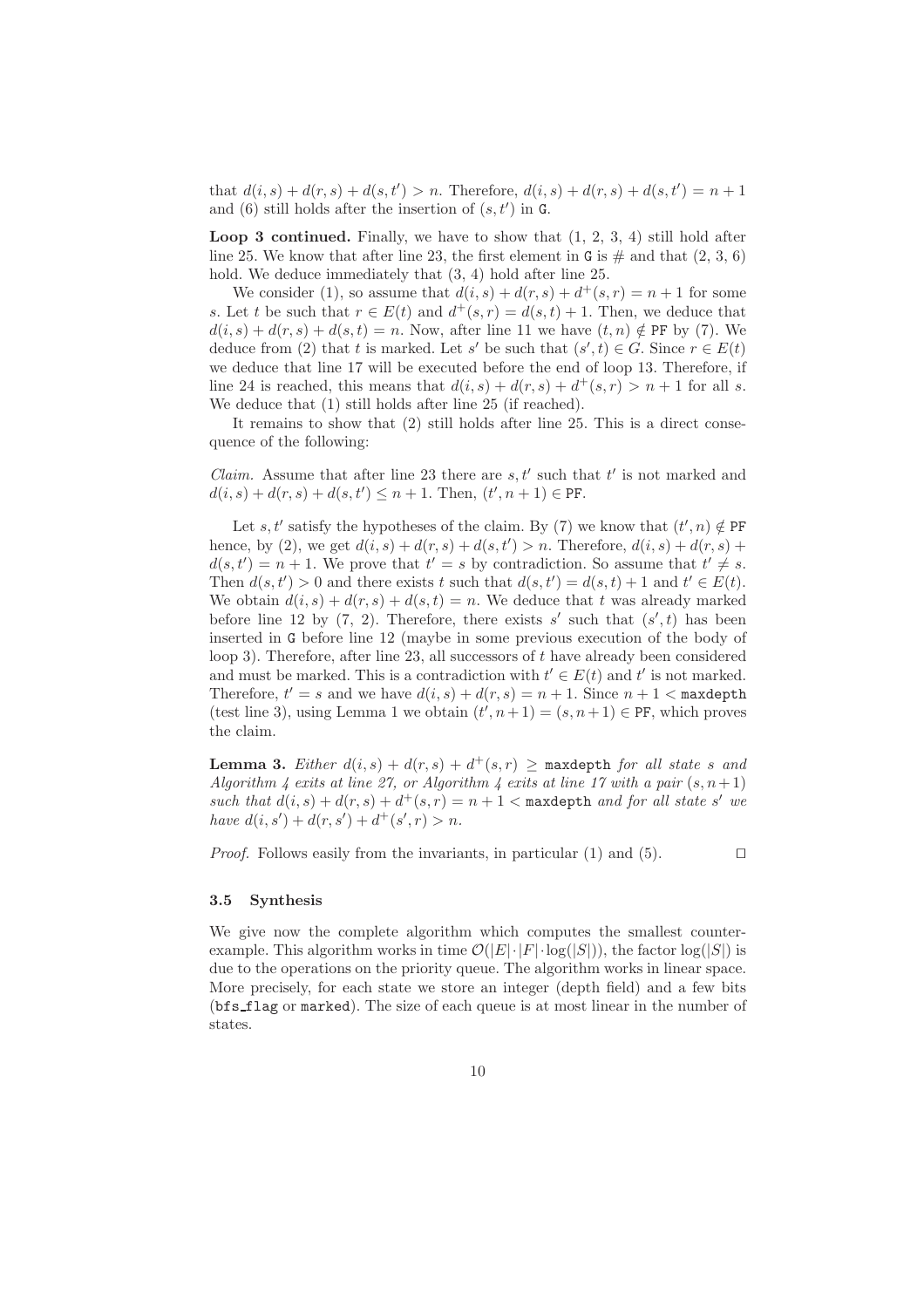that $d(i,s) + d(r,s) + d(s,t') > n$. Therefore, $d(i,s) + d(r,s) + d(s,t') = n+1$ and (6) still holds after the insertion of $(s,t')$ in `G`.

**Loop 3 continued.** Finally, we have to show that (1, 2, 3, 4) still hold after line 25. We know that after line 23, the first element in `G` is # and that (2, 3, 6) hold. We deduce immediately that (3, 4) hold after line 25.

We consider (1), so assume that $d(i,s) + d(r,s) + d^+(s,r) = n+1$ for some $s$. Let $t$ be such that $r \in E(t)$ and $d^+(s,r) = d(s,t) + 1$. Then, we deduce that $d(i,s) + d(r,s) + d(s,t) = n$. Now, after line 11 we have $(t,n) \notin$ `PF` by (7). We deduce from (2) that $t$ is marked. Let $s'$ be such that $(s',t) \in G$. Since $r \in E(t)$ we deduce that line 17 will be executed before the end of loop 13. Therefore, if line 24 is reached, this means that $d(i,s) + d(r,s) + d^+(s,r) > n+1$ for all $s$. We deduce that (1) still holds after line 25 (if reached).

It remains to show that (2) still holds after line 25. This is a direct consequence of the following:

*Claim.* Assume that after line 23 there are $s, t'$ such that $t'$ is not marked and $d(i,s) + d(r,s) + d(s,t') \leq n+1$. Then, $(t', n+1) \in$ `PF`.

Let $s, t'$ satisfy the hypotheses of the claim. By (7) we know that $(t', n) \notin$ `PF` hence, by (2), we get $d(i,s) + d(r,s) + d(s,t') > n$. Therefore, $d(i,s) + d(r,s) + d(s,t') = n+1$. We prove that $t' = s$ by contradiction. So assume that $t' \neq s$. Then $d(s,t') > 0$ and there exists $t$ such that $d(s,t') = d(s,t) + 1$ and $t' \in E(t)$. We obtain $d(i,s) + d(r,s) + d(s,t) = n$. We deduce that $t$ was already marked before line 12 by (7, 2). Therefore, there exists $s'$ such that $(s',t)$ has been inserted in `G` before line 12 (maybe in some previous execution of the body of loop 3). Therefore, after line 23, all successors of $t$ have already been considered and must be marked. This is a contradiction with $t' \in E(t)$ and $t'$ is not marked. Therefore, $t' = s$ and we have $d(i,s) + d(r,s) = n+1$. Since $n+1 <$ `maxdepth` (test line 3), using Lemma 1 we obtain $(t', n+1) = (s, n+1) \in$ `PF`, which proves the claim.

**Lemma 3.** *Either $d(i,s) + d(r,s) + d^+(s,r) \geq$ `maxdepth` for all state $s$ and Algorithm 4 exits at line 27, or Algorithm 4 exits at line 17 with a pair $(s, n+1)$ such that $d(i,s) + d(r,s) + d^+(s,r) = n+1 <$ `maxdepth` and for all state $s'$ we have $d(i,s') + d(r,s') + d^+(s',r) > n$.*

*Proof.* Follows easily from the invariants, in particular (1) and (5). $\square$

### 3.5 Synthesis

We give now the complete algorithm which computes the smallest counter-example. This algorithm works in time $\mathcal{O}(|E| \cdot |F| \cdot \log(|S|))$, the factor $\log(|S|)$ is due to the operations on the priority queue. The algorithm works in linear space. More precisely, for each state we store an integer (depth field) and a few bits (`bfs_flag` or `marked`). The size of each queue is at most linear in the number of states.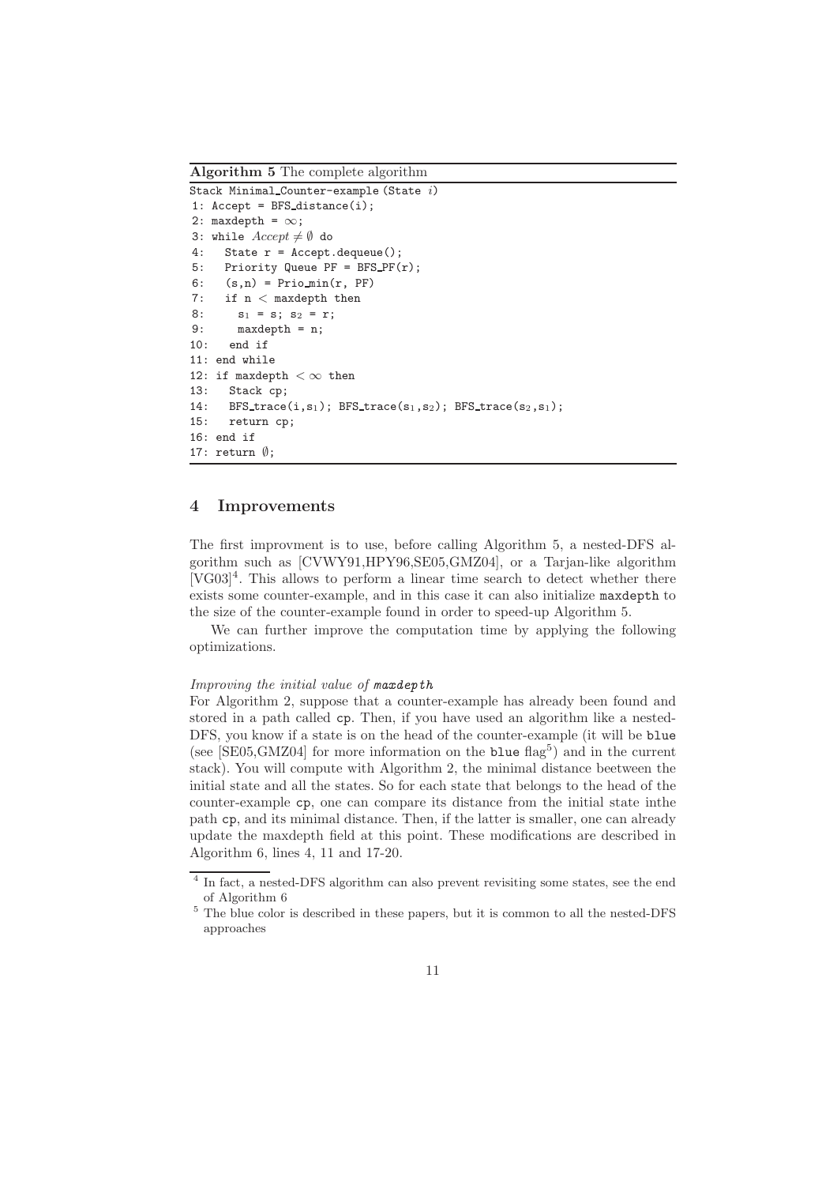**Algorithm 5** The complete algorithm

```
Stack Minimal_Counter-example (State i)
1: Accept = BFS_distance(i);
2: maxdepth = ∞;
3: while Accept ≠ ∅ do
4:   State r = Accept.dequeue();
5:   Priority Queue PF = BFS_PF(r);
6:   (s,n) = Prio_min(r, PF)
7:   if n < maxdepth then
8:     s1 = s; s2 = r;
9:     maxdepth = n;
10:   end if
11: end while
12: if maxdepth < ∞ then
13:   Stack cp;
14:   BFS_trace(i,s1); BFS_trace(s1,s2); BFS_trace(s2,s1);
15:   return cp;
16: end if
17: return ∅;
```

## 4 Improvements

The first improvment is to use, before calling Algorithm 5, a nested-DFS algorithm such as [CVWY91,HPY96,SE05,GMZ04], or a Tarjan-like algorithm [VG03][4]. This allows to perform a linear time search to detect whether there exists some counter-example, and in this case it can also initialize `maxdepth` to the size of the counter-example found in order to speed-up Algorithm 5.

We can further improve the computation time by applying the following optimizations.

*Improving the initial value of* `maxdepth`

For Algorithm 2, suppose that a counter-example has already been found and stored in a path called `cp`. Then, if you have used an algorithm like a nested-DFS, you know if a state is on the head of the counter-example (it will be `blue` (see [SE05,GMZ04] for more information on the `blue` flag[5]) and in the current stack). You will compute with Algorithm 2, the minimal distance beetween the initial state and all the states. So for each state that belongs to the head of the counter-example `cp`, one can compare its distance from the initial state inthe path `cp`, and its minimal distance. Then, if the latter is smaller, one can already update the maxdepth field at this point. These modifications are described in Algorithm 6, lines 4, 11 and 17-20.

[4] In fact, a nested-DFS algorithm can also prevent revisiting some states, see the end of Algorithm 6

[5] The blue color is described in these papers, but it is common to all the nested-DFS approaches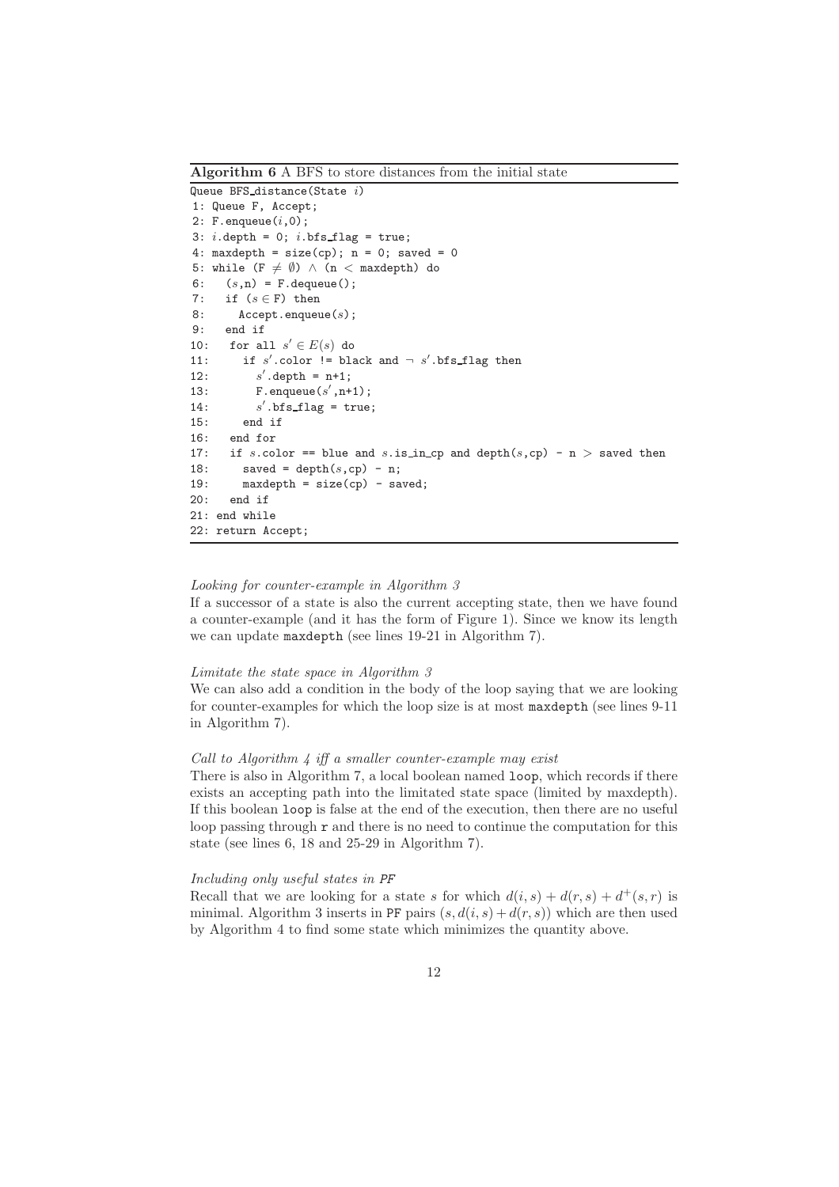**Algorithm 6** A BFS to store distances from the initial state

```
Queue BFS_distance(State i)
1: Queue F, Accept;
2: F.enqueue(i,0);
3: i.depth = 0; i.bfs_flag = true;
4: maxdepth = size(cp); n = 0; saved = 0
5: while (F ≠ ∅) ∧ (n < maxdepth) do
6:   (s,n) = F.dequeue();
7:   if (s ∈ F) then
8:     Accept.enqueue(s);
9:   end if
10:   for all s' ∈ E(s) do
11:     if s'.color != black and ¬ s'.bfs_flag then
12:       s'.depth = n+1;
13:       F.enqueue(s',n+1);
14:       s'.bfs_flag = true;
15:     end if
16:   end for
17:   if s.color == blue and s.is_in_cp and depth(s,cp) - n > saved then
18:     saved = depth(s,cp) - n;
19:     maxdepth = size(cp) - saved;
20:   end if
21: end while
22: return Accept;
```

*Looking for counter-example in Algorithm 3*

If a successor of a state is also the current accepting state, then we have found a counter-example (and it has the form of Figure 1). Since we know its length we can update `maxdepth` (see lines 19-21 in Algorithm 7).

*Limitate the state space in Algorithm 3*

We can also add a condition in the body of the loop saying that we are looking for counter-examples for which the loop size is at most `maxdepth` (see lines 9-11 in Algorithm 7).

*Call to Algorithm 4 iff a smaller counter-example may exist*

There is also in Algorithm 7, a local boolean named `loop`, which records if there exists an accepting path into the limitated state space (limited by maxdepth). If this boolean `loop` is false at the end of the execution, then there are no useful loop passing through `r` and there is no need to continue the computation for this state (see lines 6, 18 and 25-29 in Algorithm 7).

*Including only useful states in PF*

Recall that we are looking for a state $s$ for which $d(i,s) + d(r,s) + d^{+}(s,r)$ is minimal. Algorithm 3 inserts in `PF` pairs $(s, d(i,s) + d(r,s))$ which are then used by Algorithm 4 to find some state which minimizes the quantity above.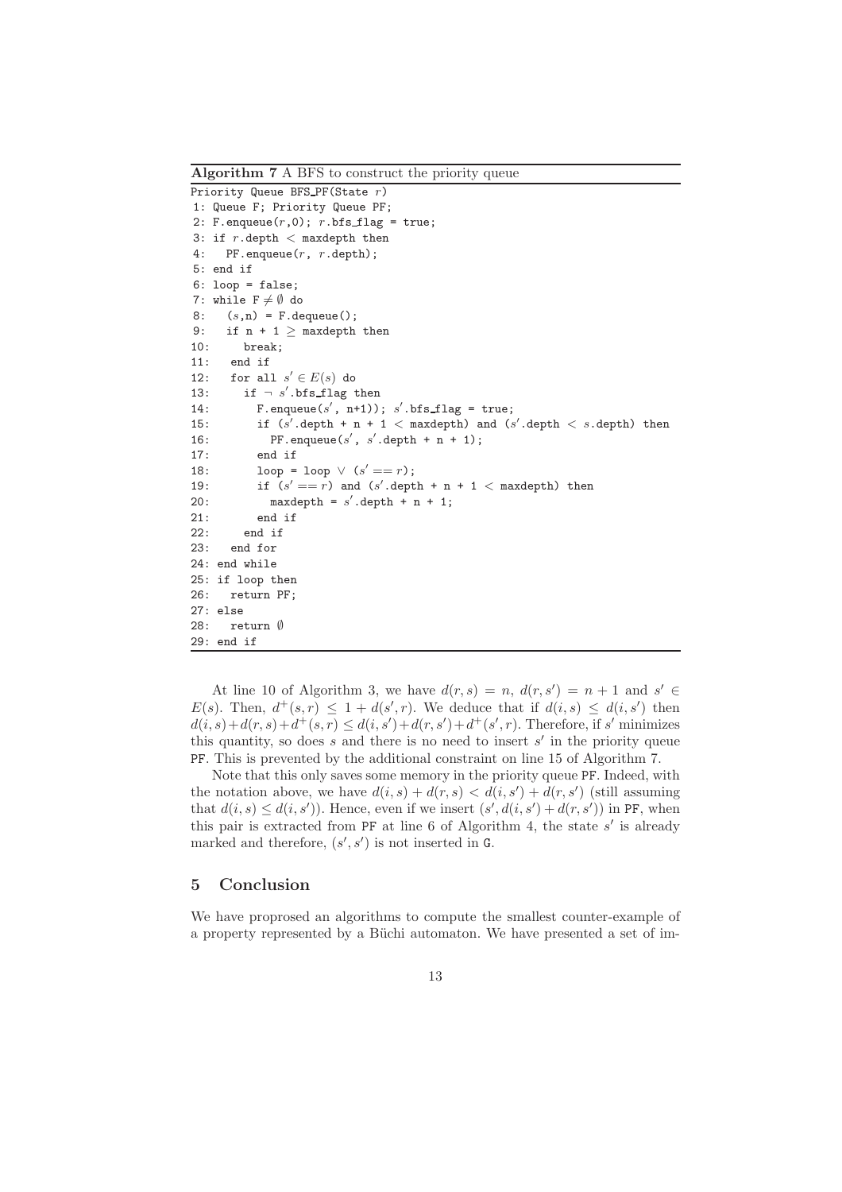**Algorithm 7** A BFS to construct the priority queue

```
Priority Queue BFS_PF(State r)
1: Queue F; Priority Queue PF;
2: F.enqueue(r,0); r.bfs_flag = true;
3: if r.depth < maxdepth then
4:   PF.enqueue(r, r.depth);
5: end if
6: loop = false;
7: while F ≠ ∅ do
8:   (s,n) = F.dequeue();
9:   if n + 1 ≥ maxdepth then
10:     break;
11:   end if
12:   for all s' ∈ E(s) do
13:     if ¬ s'.bfs_flag then
14:       F.enqueue(s', n+1)); s'.bfs_flag = true;
15:       if (s'.depth + n + 1 < maxdepth) and (s'.depth < s.depth) then
16:         PF.enqueue(s', s'.depth + n + 1);
17:       end if
18:       loop = loop ∨ (s' == r);
19:       if (s' == r) and (s'.depth + n + 1 < maxdepth) then
20:         maxdepth = s'.depth + n + 1;
21:       end if
22:     end if
23:   end for
24: end while
25: if loop then
26:   return PF;
27: else
28:   return ∅
29: end if
```

At line 10 of Algorithm 3, we have $d(r, s) = n$, $d(r, s') = n + 1$ and $s' \in E(s)$. Then, $d^+(s, r) \leq 1 + d(s', r)$. We deduce that if $d(i, s) \leq d(i, s')$ then $d(i, s)+d(r, s)+d^+(s, r) \leq d(i, s')+d(r, s')+d^+(s', r)$. Therefore, if $s'$ minimizes this quantity, so does $s$ and there is no need to insert $s'$ in the priority queue PF. This is prevented by the additional constraint on line 15 of Algorithm 7.

Note that this only saves some memory in the priority queue PF. Indeed, with the notation above, we have $d(i, s) + d(r, s) < d(i, s') + d(r, s')$ (still assuming that $d(i, s) \leq d(i, s')$). Hence, even if we insert $(s', d(i, s') + d(r, s'))$ in PF, when this pair is extracted from PF at line 6 of Algorithm 4, the state $s'$ is already marked and therefore, $(s', s')$ is not inserted in G.

## 5 Conclusion

We have proprosed an algorithms to compute the smallest counter-example of a property represented by a Büchi automaton. We have presented a set of im-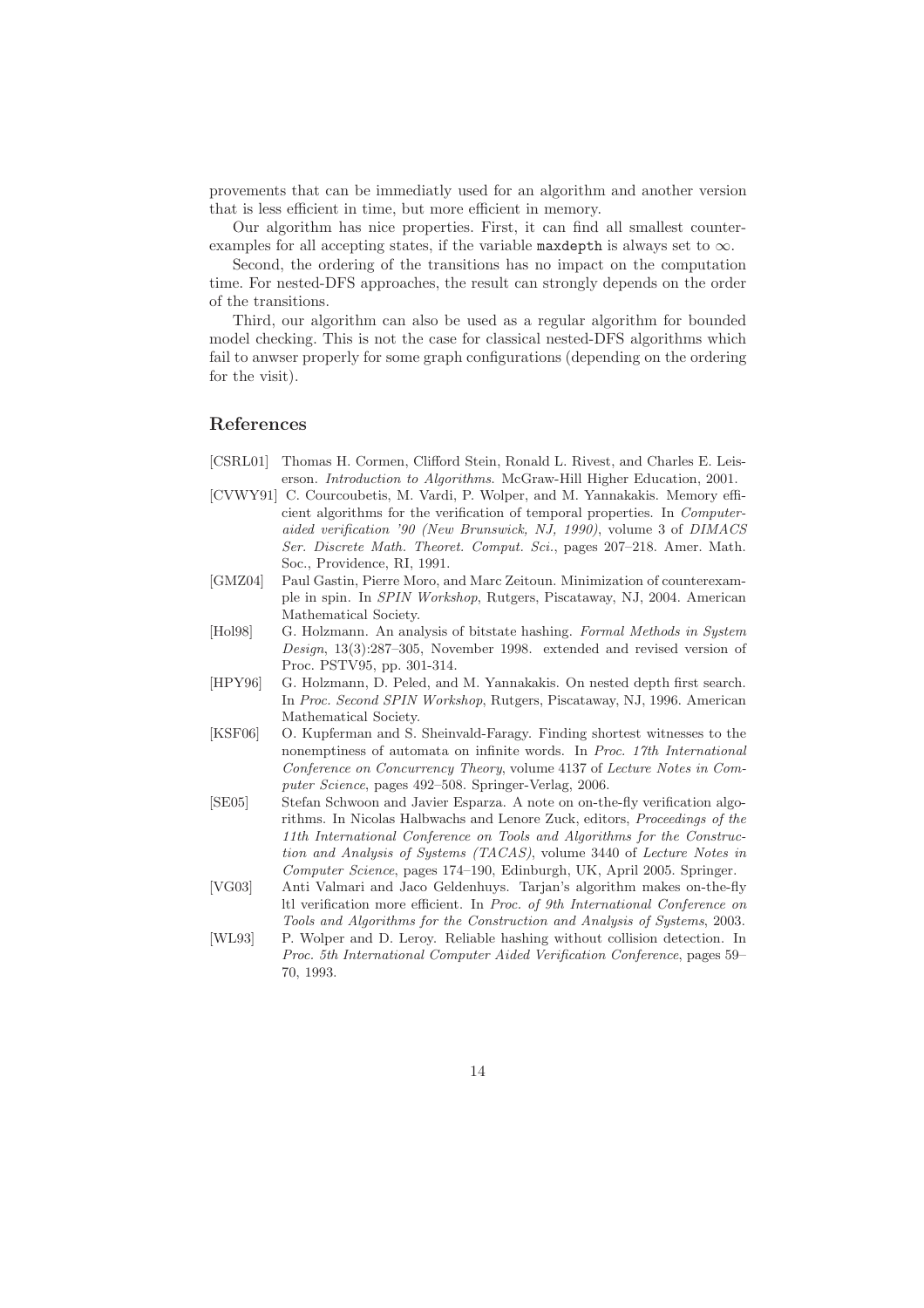provements that can be immediatly used for an algorithm and another version that is less efficient in time, but more efficient in memory.

Our algorithm has nice properties. First, it can find all smallest counterexamples for all accepting states, if the variable `maxdepth` is always set to $\infty$.

Second, the ordering of the transitions has no impact on the computation time. For nested-DFS approaches, the result can strongly depends on the order of the transitions.

Third, our algorithm can also be used as a regular algorithm for bounded model checking. This is not the case for classical nested-DFS algorithms which fail to anwser properly for some graph configurations (depending on the ordering for the visit).

## References

[CSRL01] Thomas H. Cormen, Clifford Stein, Ronald L. Rivest, and Charles E. Leiserson. *Introduction to Algorithms*. McGraw-Hill Higher Education, 2001.

[CVWY91] C. Courcoubetis, M. Vardi, P. Wolper, and M. Yannakakis. Memory efficient algorithms for the verification of temporal properties. In *Computer-aided verification '90 (New Brunswick, NJ, 1990)*, volume 3 of *DIMACS Ser. Discrete Math. Theoret. Comput. Sci.*, pages 207–218. Amer. Math. Soc., Providence, RI, 1991.

[GMZ04] Paul Gastin, Pierre Moro, and Marc Zeitoun. Minimization of counterexample in spin. In *SPIN Workshop*, Rutgers, Piscataway, NJ, 2004. American Mathematical Society.

[Hol98] G. Holzmann. An analysis of bitstate hashing. *Formal Methods in System Design*, 13(3):287–305, November 1998. extended and revised version of Proc. PSTV95, pp. 301-314.

[HPY96] G. Holzmann, D. Peled, and M. Yannakakis. On nested depth first search. In *Proc. Second SPIN Workshop*, Rutgers, Piscataway, NJ, 1996. American Mathematical Society.

[KSF06] O. Kupferman and S. Sheinvald-Faragy. Finding shortest witnesses to the nonemptiness of automata on infinite words. In *Proc. 17th International Conference on Concurrency Theory*, volume 4137 of *Lecture Notes in Computer Science*, pages 492–508. Springer-Verlag, 2006.

[SE05] Stefan Schwoon and Javier Esparza. A note on on-the-fly verification algorithms. In Nicolas Halbwachs and Lenore Zuck, editors, *Proceedings of the 11th International Conference on Tools and Algorithms for the Construction and Analysis of Systems (TACAS)*, volume 3440 of *Lecture Notes in Computer Science*, pages 174–190, Edinburgh, UK, April 2005. Springer.

[VG03] Anti Valmari and Jaco Geldenhuys. Tarjan's algorithm makes on-the-fly ltl verification more efficient. In *Proc. of 9th International Conference on Tools and Algorithms for the Construction and Analysis of Systems*, 2003.

[WL93] P. Wolper and D. Leroy. Reliable hashing without collision detection. In *Proc. 5th International Computer Aided Verification Conference*, pages 59–70, 1993.